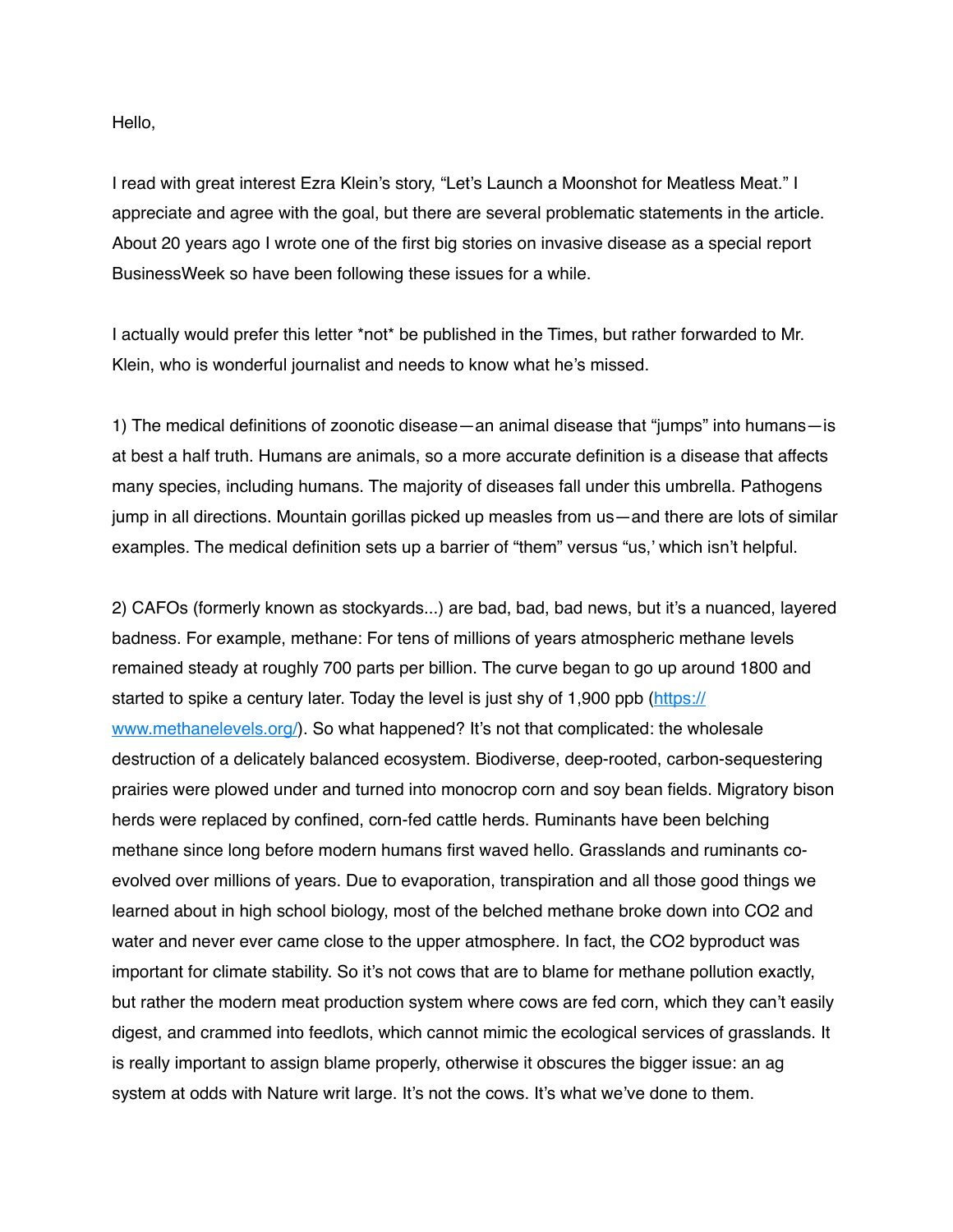Hello,

I read with great interest Ezra Klein's story, "Let's Launch a Moonshot for Meatless Meat." I appreciate and agree with the goal, but there are several problematic statements in the article. About 20 years ago I wrote one of the first big stories on invasive disease as a special report BusinessWeek so have been following these issues for a while.

I actually would prefer this letter *not* be published in the Times, but rather forwarded to Mr. Klein, who is wonderful journalist and needs to know what he's missed.

1) The medical definitions of zoonotic disease—an animal disease that "jumps" into humans—is at best a half truth. Humans are animals, so a more accurate definition is a disease that affects many species, including humans. The majority of diseases fall under this umbrella. Pathogens jump in all directions. Mountain gorillas picked up measles from us—and there are lots of similar examples. The medical definition sets up a barrier of "them" versus "us,' which isn't helpful.

2) CAFOs (formerly known as stockyards...) are bad, bad, bad news, but it's a nuanced, layered badness. For example, methane: For tens of millions of years atmospheric methane levels remained steady at roughly 700 parts per billion. The curve began to go up around 1800 and started to spike a century later. Today the level is just shy of 1,900 ppb ([https://www.methanelevels.org/](https://www.methanelevels.org/)). So what happened? It's not that complicated: the wholesale destruction of a delicately balanced ecosystem. Biodiverse, deep-rooted, carbon-sequestering prairies were plowed under and turned into monocrop corn and soy bean fields. Migratory bison herds were replaced by confined, corn-fed cattle herds. Ruminants have been belching methane since long before modern humans first waved hello. Grasslands and ruminants co-evolved over millions of years. Due to evaporation, transpiration and all those good things we learned about in high school biology, most of the belched methane broke down into $CO_2$ and water and never ever came close to the upper atmosphere. In fact, the $CO_2$ byproduct was important for climate stability. So it's not cows that are to blame for methane pollution exactly, but rather the modern meat production system where cows are fed corn, which they can't easily digest, and crammed into feedlots, which cannot mimic the ecological services of grasslands. It is really important to assign blame properly, otherwise it obscures the bigger issue: an ag system at odds with Nature writ large. It's not the cows. It's what we've done to them.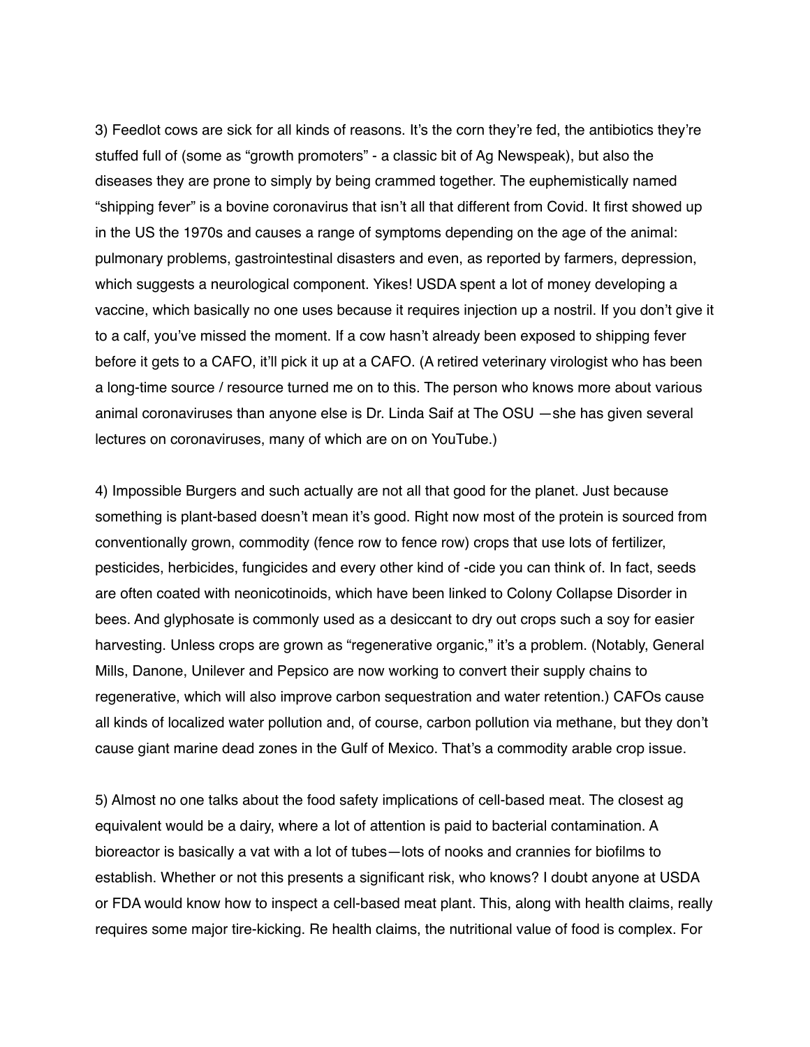3) Feedlot cows are sick for all kinds of reasons. It's the corn they're fed, the antibiotics they're stuffed full of (some as "growth promoters" - a classic bit of Ag Newspeak), but also the diseases they are prone to simply by being crammed together. The euphemistically named "shipping fever" is a bovine coronavirus that isn't all that different from Covid. It first showed up in the US the 1970s and causes a range of symptoms depending on the age of the animal: pulmonary problems, gastrointestinal disasters and even, as reported by farmers, depression, which suggests a neurological component. Yikes! USDA spent a lot of money developing a vaccine, which basically no one uses because it requires injection up a nostril. If you don't give it to a calf, you've missed the moment. If a cow hasn't already been exposed to shipping fever before it gets to a CAFO, it'll pick it up at a CAFO. (A retired veterinary virologist who has been a long-time source / resource turned me on to this. The person who knows more about various animal coronaviruses than anyone else is Dr. Linda Saif at The OSU —she has given several lectures on coronaviruses, many of which are on on YouTube.)

4) Impossible Burgers and such actually are not all that good for the planet. Just because something is plant-based doesn't mean it's good. Right now most of the protein is sourced from conventionally grown, commodity (fence row to fence row) crops that use lots of fertilizer, pesticides, herbicides, fungicides and every other kind of -cide you can think of. In fact, seeds are often coated with neonicotinoids, which have been linked to Colony Collapse Disorder in bees. And glyphosate is commonly used as a desiccant to dry out crops such a soy for easier harvesting. Unless crops are grown as "regenerative organic," it's a problem. (Notably, General Mills, Danone, Unilever and Pepsico are now working to convert their supply chains to regenerative, which will also improve carbon sequestration and water retention.) CAFOs cause all kinds of localized water pollution and, of course, carbon pollution via methane, but they don't cause giant marine dead zones in the Gulf of Mexico. That's a commodity arable crop issue.

5) Almost no one talks about the food safety implications of cell-based meat. The closest ag equivalent would be a dairy, where a lot of attention is paid to bacterial contamination. A bioreactor is basically a vat with a lot of tubes—lots of nooks and crannies for biofilms to establish. Whether or not this presents a significant risk, who knows? I doubt anyone at USDA or FDA would know how to inspect a cell-based meat plant. This, along with health claims, really requires some major tire-kicking. Re health claims, the nutritional value of food is complex. For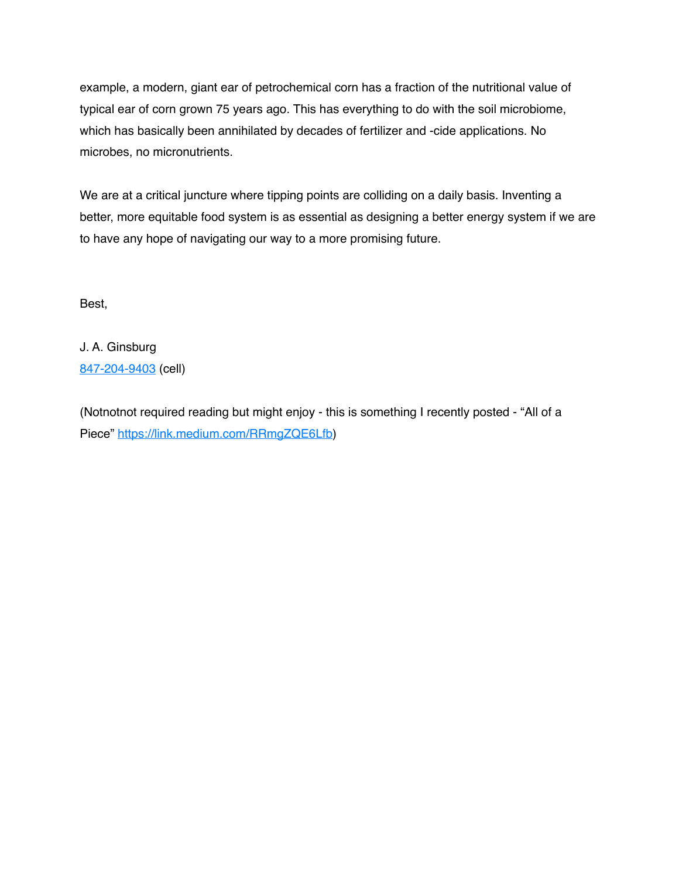example, a modern, giant ear of petrochemical corn has a fraction of the nutritional value of typical ear of corn grown 75 years ago. This has everything to do with the soil microbiome, which has basically been annihilated by decades of fertilizer and -cide applications. No microbes, no micronutrients.

We are at a critical juncture where tipping points are colliding on a daily basis. Inventing a better, more equitable food system is as essential as designing a better energy system if we are to have any hope of navigating our way to a more promising future.

Best,

J. A. Ginsburg
847-204-9403 (cell)

(Notnotnot required reading but might enjoy - this is something I recently posted - "All of a Piece" https://link.medium.com/RRmgZQE6Lfb)